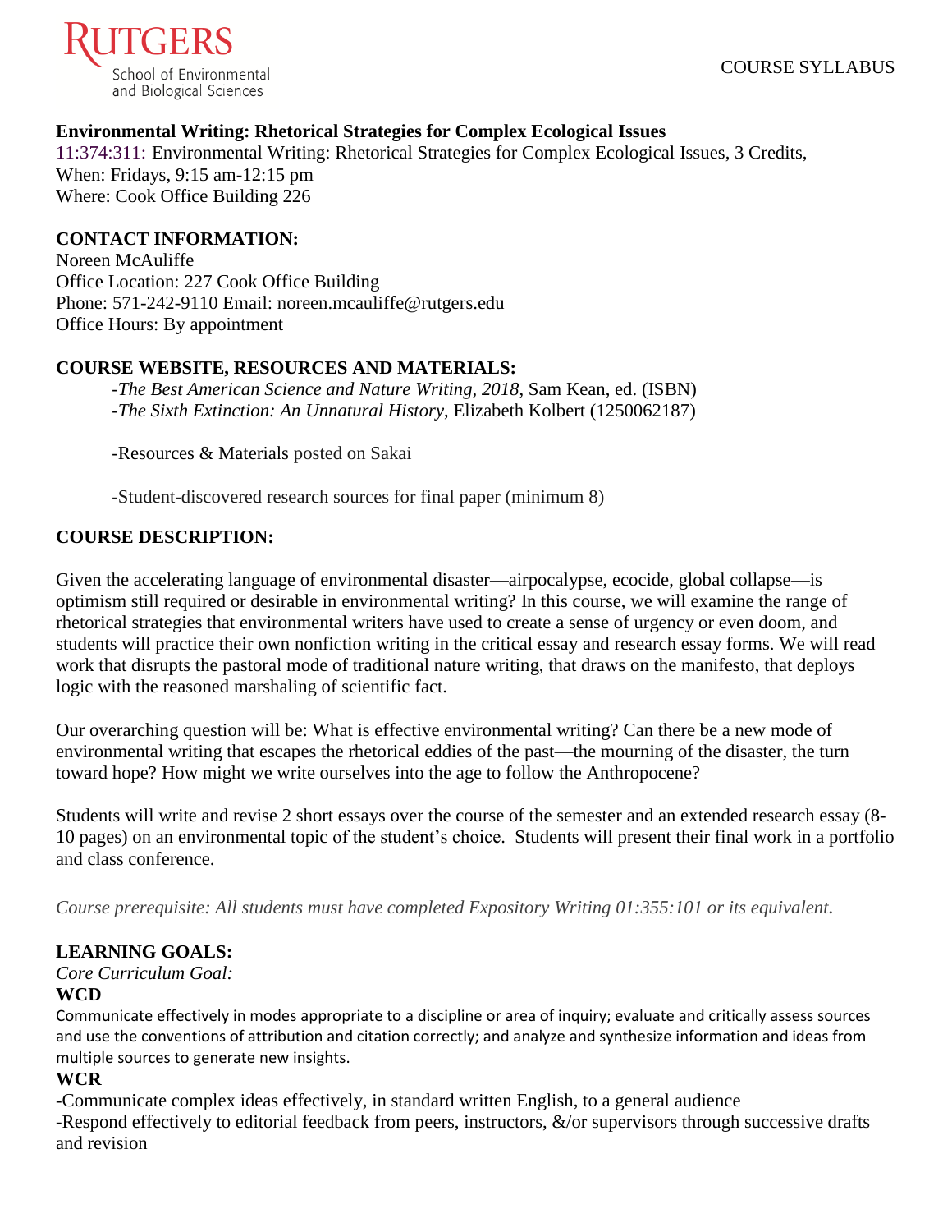RUTGERS
School of Environmental and Biological Sciences

COURSE SYLLABUS

**Environmental Writing: Rhetorical Strategies for Complex Ecological Issues**

11:374:311: Environmental Writing: Rhetorical Strategies for Complex Ecological Issues, 3 Credits,
When: Fridays, 9:15 am-12:15 pm
Where: Cook Office Building 226

**CONTACT INFORMATION:**

Noreen McAuliffe
Office Location: 227 Cook Office Building
Phone: 571-242-9110 Email: noreen.mcauliffe@rutgers.edu
Office Hours: By appointment

**COURSE WEBSITE, RESOURCES AND MATERIALS:**

-*The Best American Science and Nature Writing, 2018*, Sam Kean, ed. (ISBN)
-*The Sixth Extinction: An Unnatural History*, Elizabeth Kolbert (1250062187)

-Resources & Materials posted on Sakai

-Student-discovered research sources for final paper (minimum 8)

**COURSE DESCRIPTION:**

Given the accelerating language of environmental disaster—airpocalypse, ecocide, global collapse—is optimism still required or desirable in environmental writing? In this course, we will examine the range of rhetorical strategies that environmental writers have used to create a sense of urgency or even doom, and students will practice their own nonfiction writing in the critical essay and research essay forms. We will read work that disrupts the pastoral mode of traditional nature writing, that draws on the manifesto, that deploys logic with the reasoned marshaling of scientific fact.

Our overarching question will be: What is effective environmental writing? Can there be a new mode of environmental writing that escapes the rhetorical eddies of the past—the mourning of the disaster, the turn toward hope? How might we write ourselves into the age to follow the Anthropocene?

Students will write and revise 2 short essays over the course of the semester and an extended research essay (8-10 pages) on an environmental topic of the student's choice. Students will present their final work in a portfolio and class conference.

*Course prerequisite: All students must have completed Expository Writing 01:355:101 or its equivalent.*

**LEARNING GOALS:**

*Core Curriculum Goal:*

**WCD**

Communicate effectively in modes appropriate to a discipline or area of inquiry; evaluate and critically assess sources and use the conventions of attribution and citation correctly; and analyze and synthesize information and ideas from multiple sources to generate new insights.

**WCR**

-Communicate complex ideas effectively, in standard written English, to a general audience
-Respond effectively to editorial feedback from peers, instructors, &/or supervisors through successive drafts and revision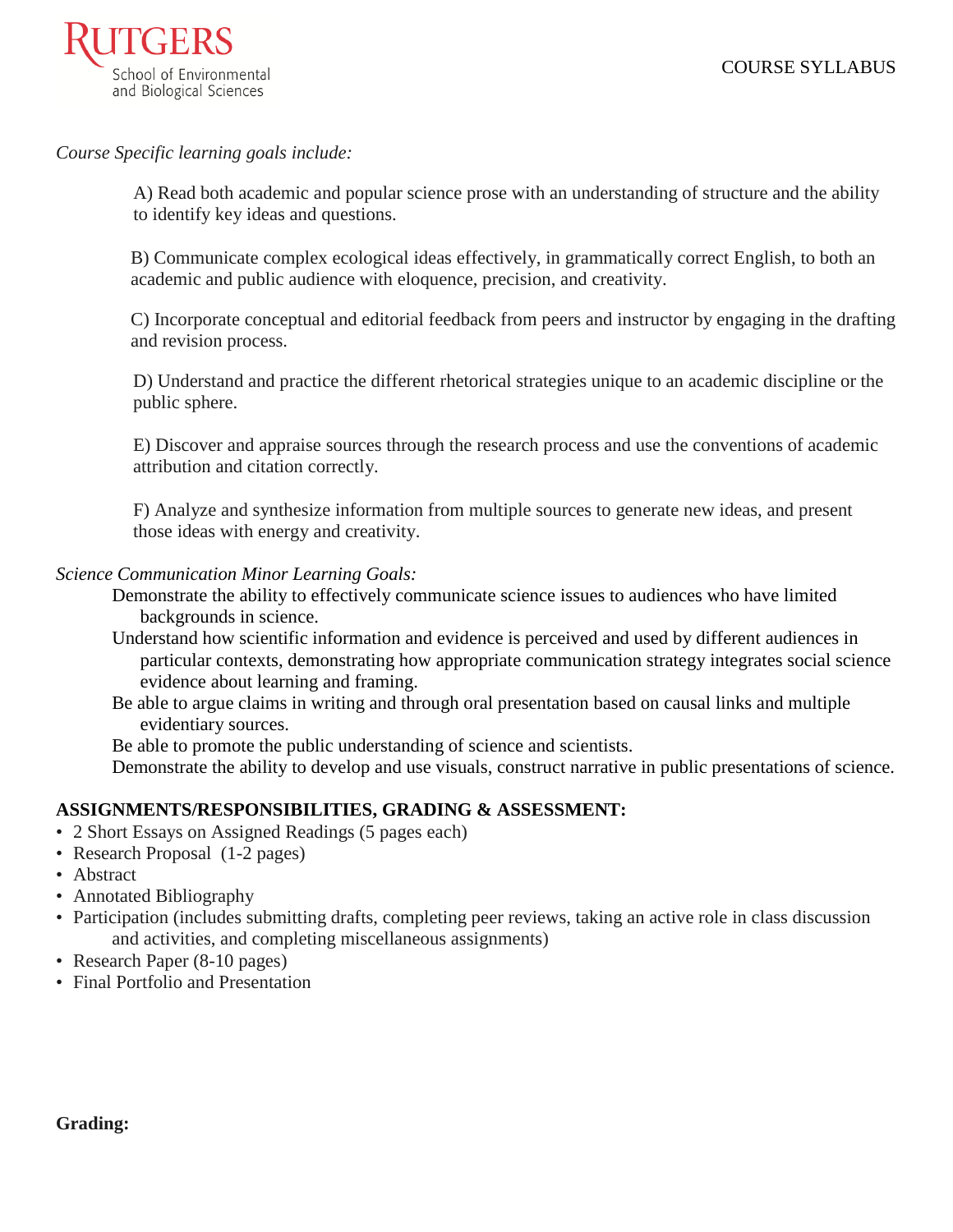*Course Specific learning goals include:*

A) Read both academic and popular science prose with an understanding of structure and the ability to identify key ideas and questions.

B) Communicate complex ecological ideas effectively, in grammatically correct English, to both an academic and public audience with eloquence, precision, and creativity.

C) Incorporate conceptual and editorial feedback from peers and instructor by engaging in the drafting and revision process.

D) Understand and practice the different rhetorical strategies unique to an academic discipline or the public sphere.

E) Discover and appraise sources through the research process and use the conventions of academic attribution and citation correctly.

F) Analyze and synthesize information from multiple sources to generate new ideas, and present those ideas with energy and creativity.

*Science Communication Minor Learning Goals:*

Demonstrate the ability to effectively communicate science issues to audiences who have limited backgrounds in science.

Understand how scientific information and evidence is perceived and used by different audiences in particular contexts, demonstrating how appropriate communication strategy integrates social science evidence about learning and framing.

Be able to argue claims in writing and through oral presentation based on causal links and multiple evidentiary sources.

Be able to promote the public understanding of science and scientists.

Demonstrate the ability to develop and use visuals, construct narrative in public presentations of science.

**ASSIGNMENTS/RESPONSIBILITIES, GRADING & ASSESSMENT:**

- 2 Short Essays on Assigned Readings (5 pages each)
- Research Proposal (1-2 pages)
- Abstract
- Annotated Bibliography
- Participation (includes submitting drafts, completing peer reviews, taking an active role in class discussion and activities, and completing miscellaneous assignments)
- Research Paper (8-10 pages)
- Final Portfolio and Presentation

**Grading:**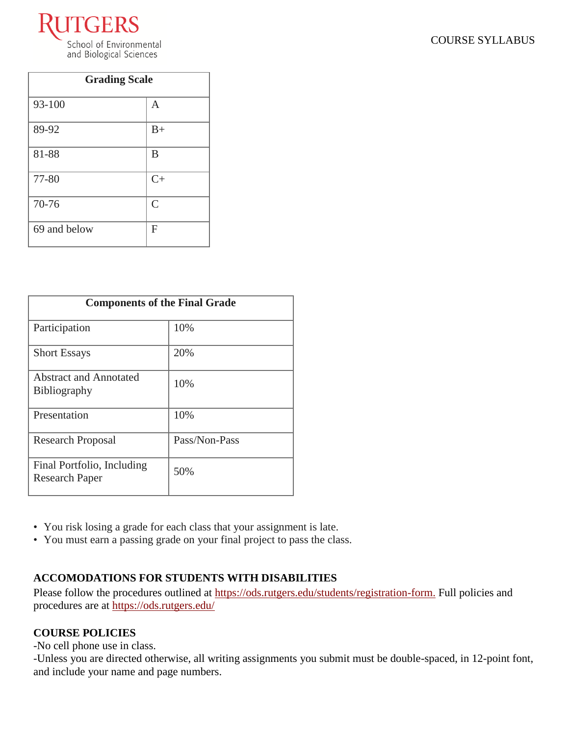| Grading Scale | |
|---|---|
| 93-100 | A |
| 89-92 | B+ |
| 81-88 | B |
| 77-80 | C+ |
| 70-76 | C |
| 69 and below | F |

| Components of the Final Grade | |
|---|---|
| Participation | 10% |
| Short Essays | 20% |
| Abstract and Annotated Bibliography | 10% |
| Presentation | 10% |
| Research Proposal | Pass/Non-Pass |
| Final Portfolio, Including Research Paper | 50% |

- You risk losing a grade for each class that your assignment is late.
- You must earn a passing grade on your final project to pass the class.

## ACCOMODATIONS FOR STUDENTS WITH DISABILITIES

Please follow the procedures outlined at https://ods.rutgers.edu/students/registration-form. Full policies and procedures are at https://ods.rutgers.edu/

## COURSE POLICIES

-No cell phone use in class.

-Unless you are directed otherwise, all writing assignments you submit must be double-spaced, in 12-point font, and include your name and page numbers.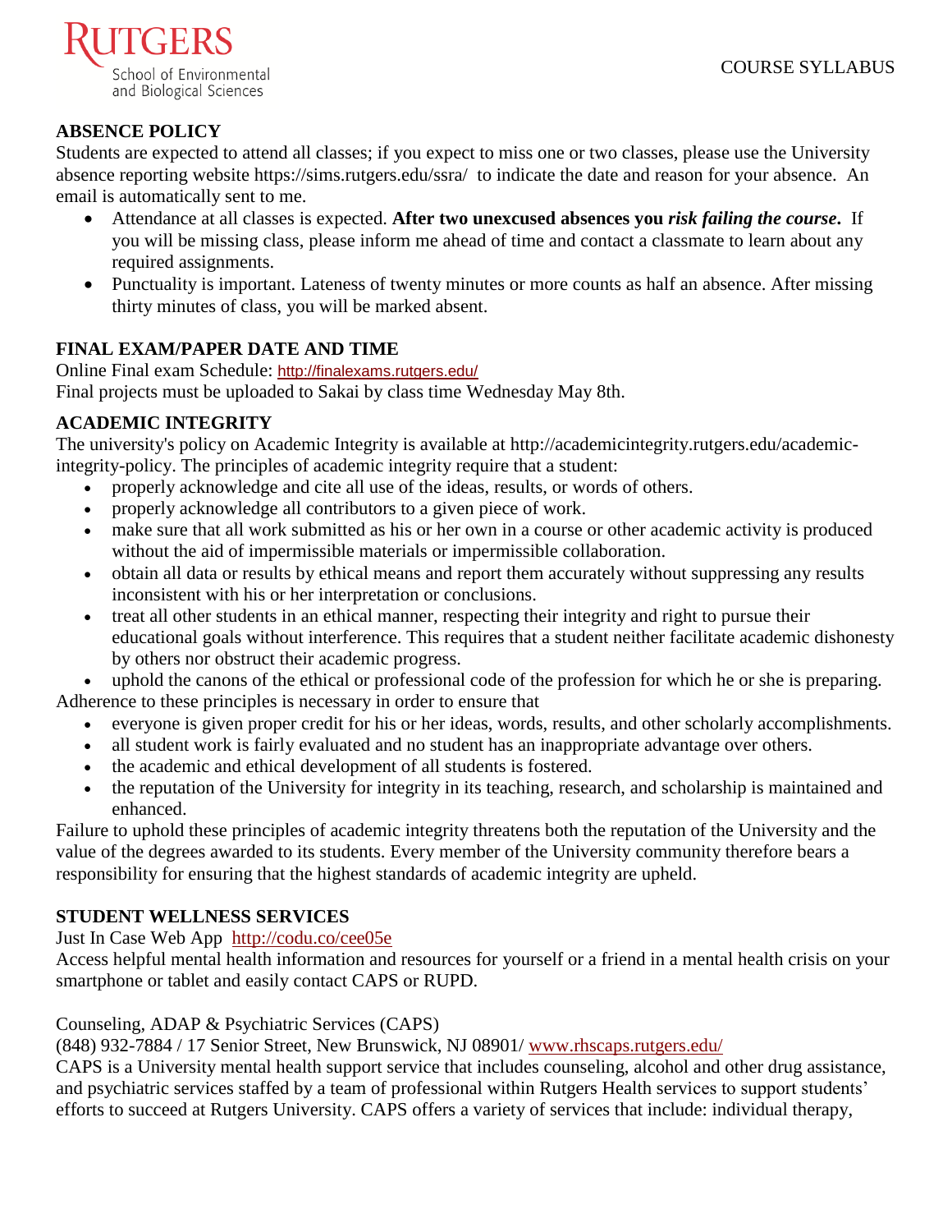## ABSENCE POLICY

Students are expected to attend all classes; if you expect to miss one or two classes, please use the University absence reporting website https://sims.rutgers.edu/ssra/ to indicate the date and reason for your absence. An email is automatically sent to me.

- Attendance at all classes is expected. **After two unexcused absences you *risk failing the course*.** If you will be missing class, please inform me ahead of time and contact a classmate to learn about any required assignments.
- Punctuality is important. Lateness of twenty minutes or more counts as half an absence. After missing thirty minutes of class, you will be marked absent.

## FINAL EXAM/PAPER DATE AND TIME

Online Final exam Schedule: http://finalexams.rutgers.edu/
Final projects must be uploaded to Sakai by class time Wednesday May 8th.

## ACADEMIC INTEGRITY

The university's policy on Academic Integrity is available at http://academicintegrity.rutgers.edu/academic-integrity-policy. The principles of academic integrity require that a student:

- properly acknowledge and cite all use of the ideas, results, or words of others.
- properly acknowledge all contributors to a given piece of work.
- make sure that all work submitted as his or her own in a course or other academic activity is produced without the aid of impermissible materials or impermissible collaboration.
- obtain all data or results by ethical means and report them accurately without suppressing any results inconsistent with his or her interpretation or conclusions.
- treat all other students in an ethical manner, respecting their integrity and right to pursue their educational goals without interference. This requires that a student neither facilitate academic dishonesty by others nor obstruct their academic progress.
- uphold the canons of the ethical or professional code of the profession for which he or she is preparing.

Adherence to these principles is necessary in order to ensure that

- everyone is given proper credit for his or her ideas, words, results, and other scholarly accomplishments.
- all student work is fairly evaluated and no student has an inappropriate advantage over others.
- the academic and ethical development of all students is fostered.
- the reputation of the University for integrity in its teaching, research, and scholarship is maintained and enhanced.

Failure to uphold these principles of academic integrity threatens both the reputation of the University and the value of the degrees awarded to its students. Every member of the University community therefore bears a responsibility for ensuring that the highest standards of academic integrity are upheld.

## STUDENT WELLNESS SERVICES

Just In Case Web App http://codu.co/cee05e
Access helpful mental health information and resources for yourself or a friend in a mental health crisis on your smartphone or tablet and easily contact CAPS or RUPD.

Counseling, ADAP & Psychiatric Services (CAPS)
(848) 932-7884 / 17 Senior Street, New Brunswick, NJ 08901/ www.rhscaps.rutgers.edu/
CAPS is a University mental health support service that includes counseling, alcohol and other drug assistance, and psychiatric services staffed by a team of professional within Rutgers Health services to support students' efforts to succeed at Rutgers University. CAPS offers a variety of services that include: individual therapy,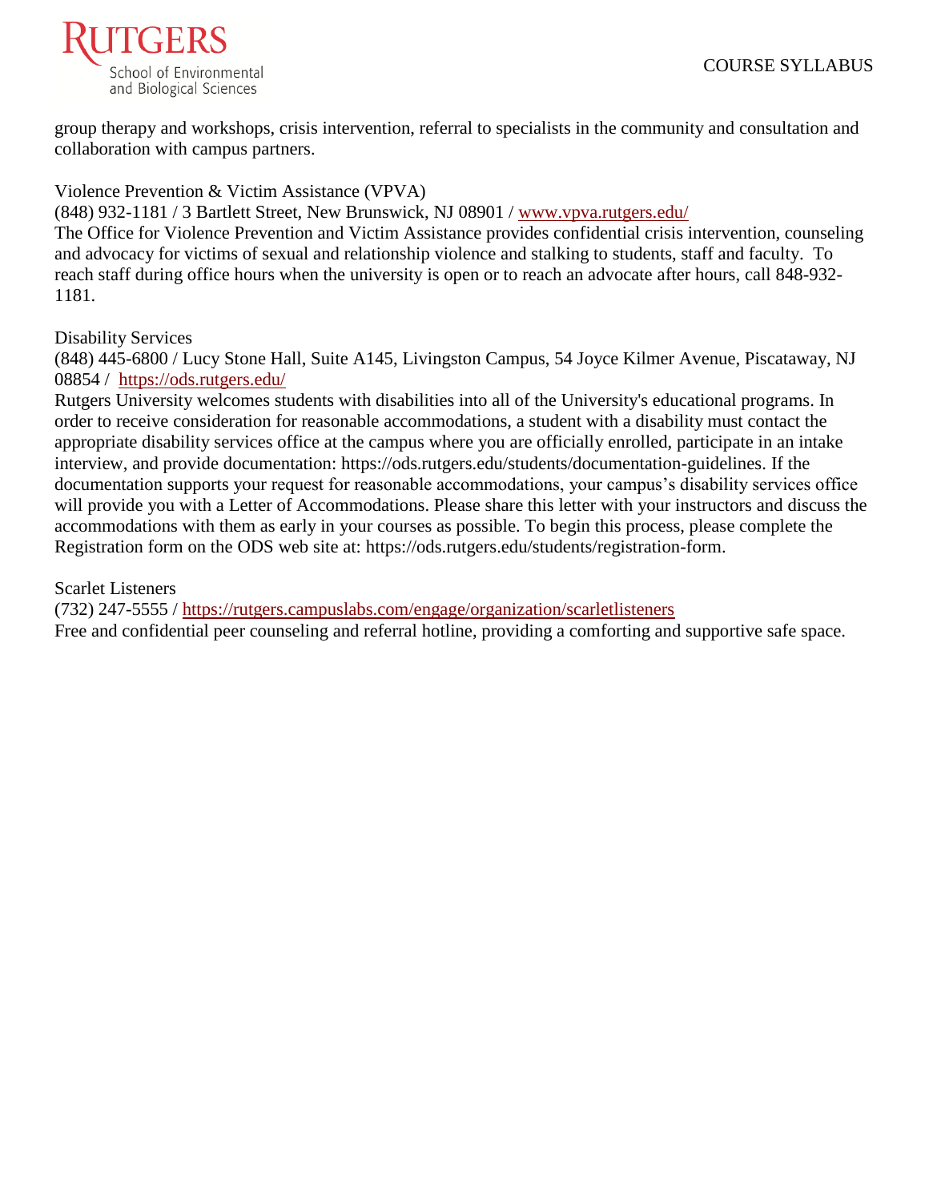group therapy and workshops, crisis intervention, referral to specialists in the community and consultation and collaboration with campus partners.

Violence Prevention & Victim Assistance (VPVA)
(848) 932-1181 / 3 Bartlett Street, New Brunswick, NJ 08901 / www.vpva.rutgers.edu/
The Office for Violence Prevention and Victim Assistance provides confidential crisis intervention, counseling and advocacy for victims of sexual and relationship violence and stalking to students, staff and faculty. To reach staff during office hours when the university is open or to reach an advocate after hours, call 848-932-1181.

Disability Services
(848) 445-6800 / Lucy Stone Hall, Suite A145, Livingston Campus, 54 Joyce Kilmer Avenue, Piscataway, NJ 08854 / https://ods.rutgers.edu/
Rutgers University welcomes students with disabilities into all of the University's educational programs. In order to receive consideration for reasonable accommodations, a student with a disability must contact the appropriate disability services office at the campus where you are officially enrolled, participate in an intake interview, and provide documentation: https://ods.rutgers.edu/students/documentation-guidelines. If the documentation supports your request for reasonable accommodations, your campus's disability services office will provide you with a Letter of Accommodations. Please share this letter with your instructors and discuss the accommodations with them as early in your courses as possible. To begin this process, please complete the Registration form on the ODS web site at: https://ods.rutgers.edu/students/registration-form.

Scarlet Listeners
(732) 247-5555 / https://rutgers.campuslabs.com/engage/organization/scarletlisteners
Free and confidential peer counseling and referral hotline, providing a comforting and supportive safe space.